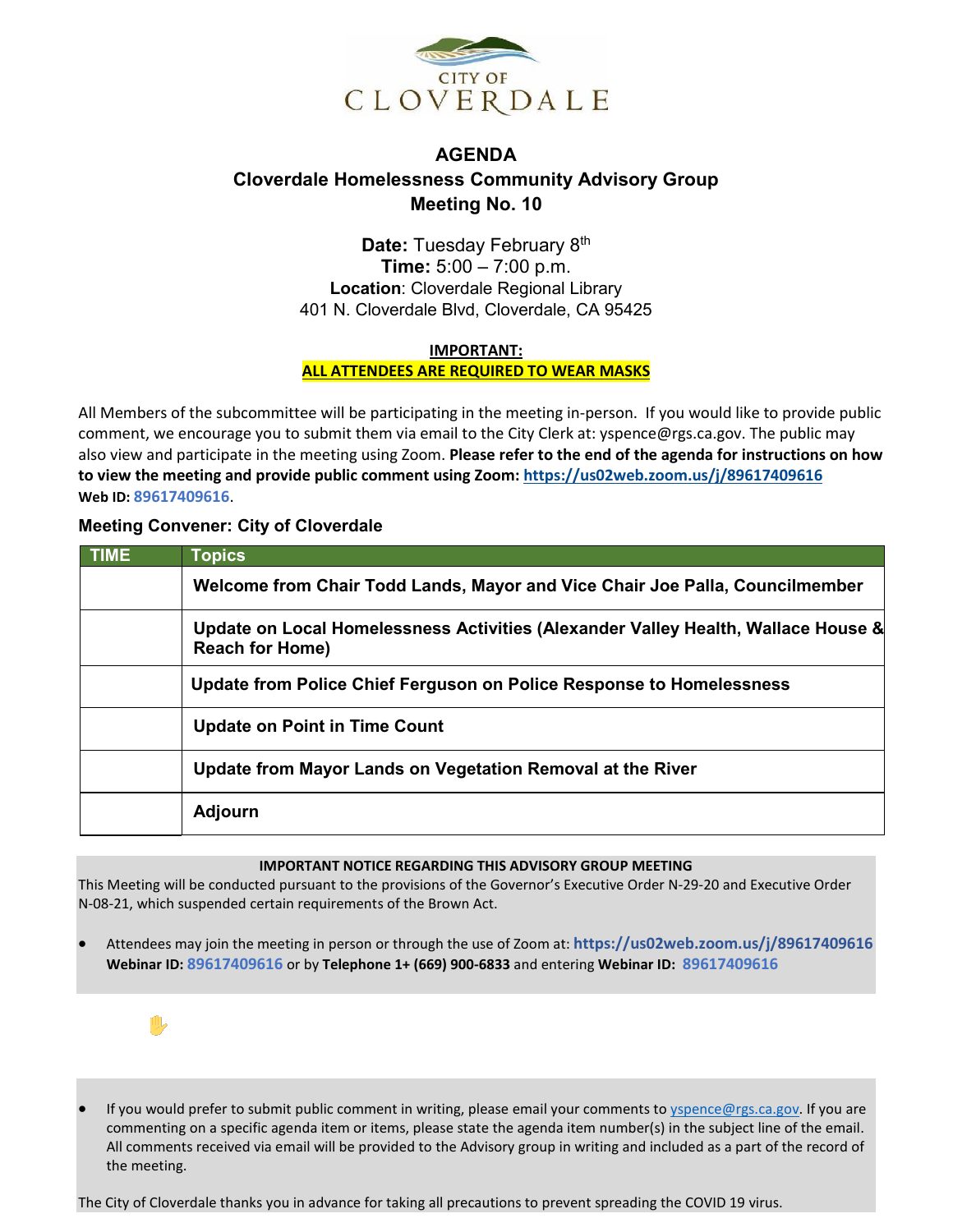CITY OF
CLOVERDALE

# AGENDA
## Cloverdale Homelessness Community Advisory Group
## Meeting No. 10

**Date:** Tuesday February 8th
**Time:** 5:00 – 7:00 p.m.
**Location**: Cloverdale Regional Library
401 N. Cloverdale Blvd, Cloverdale, CA 95425

**IMPORTANT:**
**ALL ATTENDEES ARE REQUIRED TO WEAR MASKS**

All Members of the subcommittee will be participating in the meeting in-person. If you would like to provide public comment, we encourage you to submit them via email to the City Clerk at: yspence@rgs.ca.gov. The public may also view and participate in the meeting using Zoom. **Please refer to the end of the agenda for instructions on how to view the meeting and provide public comment using Zoom: https://us02web.zoom.us/j/89617409616**
**Web ID: 89617409616**.

### Meeting Convener: City of Cloverdale

| TIME | Topics |
|---|---|
| | **Welcome from Chair Todd Lands, Mayor and Vice Chair Joe Palla, Councilmember** |
| | **Update on Local Homelessness Activities (Alexander Valley Health, Wallace House & Reach for Home)** |
| | **Update from Police Chief Ferguson on Police Response to Homelessness** |
| | **Update on Point in Time Count** |
| | **Update from Mayor Lands on Vegetation Removal at the River** |
| | **Adjourn** |

**IMPORTANT NOTICE REGARDING THIS ADVISORY GROUP MEETING**

This Meeting will be conducted pursuant to the provisions of the Governor's Executive Order N-29-20 and Executive Order N-08-21, which suspended certain requirements of the Brown Act.

- Attendees may join the meeting in person or through the use of Zoom at: **https://us02web.zoom.us/j/89617409616** **Webinar ID: 89617409616** or by **Telephone 1+ (669) 900-6833** and entering **Webinar ID: 89617409616**

- If you would prefer to submit public comment in writing, please email your comments to yspence@rgs.ca.gov. If you are commenting on a specific agenda item or items, please state the agenda item number(s) in the subject line of the email. All comments received via email will be provided to the Advisory group in writing and included as a part of the record of the meeting.

The City of Cloverdale thanks you in advance for taking all precautions to prevent spreading the COVID 19 virus.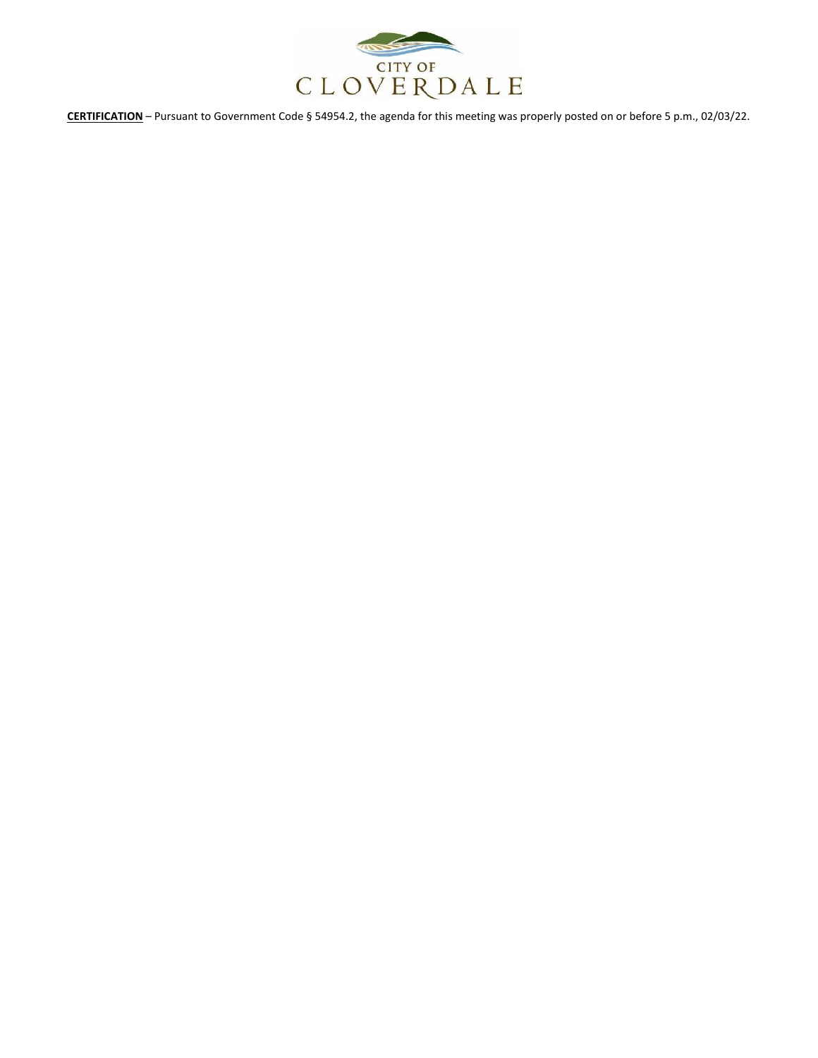CITY OF CLOVERDALE

**CERTIFICATION** – Pursuant to Government Code § 54954.2, the agenda for this meeting was properly posted on or before 5 p.m., 02/03/22.